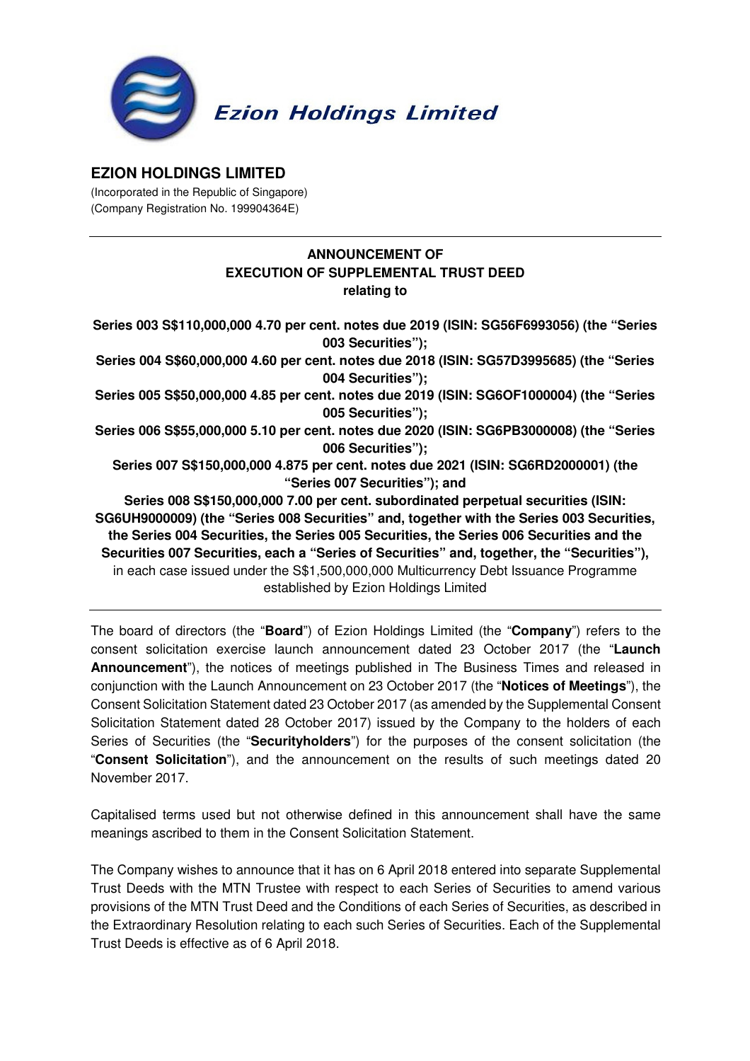Ezion Holdings Limited

# EZION HOLDINGS LIMITED

(Incorporated in the Republic of Singapore)
(Company Registration No. 199904364E)

---

**ANNOUNCEMENT OF**
**EXECUTION OF SUPPLEMENTAL TRUST DEED**
**relating to**

**Series 003 S$110,000,000 4.70 per cent. notes due 2019 (ISIN: SG56F6993056) (the "Series 003 Securities");**
**Series 004 S$60,000,000 4.60 per cent. notes due 2018 (ISIN: SG57D3995685) (the "Series 004 Securities");**
**Series 005 S$50,000,000 4.85 per cent. notes due 2019 (ISIN: SG6OF1000004) (the "Series 005 Securities");**
**Series 006 S$55,000,000 5.10 per cent. notes due 2020 (ISIN: SG6PB3000008) (the "Series 006 Securities");**
**Series 007 S$150,000,000 4.875 per cent. notes due 2021 (ISIN: SG6RD2000001) (the "Series 007 Securities"); and**
**Series 008 S$150,000,000 7.00 per cent. subordinated perpetual securities (ISIN: SG6UH9000009) (the "Series 008 Securities" and, together with the Series 003 Securities, the Series 004 Securities, the Series 005 Securities, the Series 006 Securities and the Securities 007 Securities, each a "Series of Securities" and, together, the "Securities"),**
in each case issued under the S$1,500,000,000 Multicurrency Debt Issuance Programme established by Ezion Holdings Limited

---

The board of directors (the "**Board**") of Ezion Holdings Limited (the "**Company**") refers to the consent solicitation exercise launch announcement dated 23 October 2017 (the "**Launch Announcement**"), the notices of meetings published in The Business Times and released in conjunction with the Launch Announcement on 23 October 2017 (the "**Notices of Meetings**"), the Consent Solicitation Statement dated 23 October 2017 (as amended by the Supplemental Consent Solicitation Statement dated 28 October 2017) issued by the Company to the holders of each Series of Securities (the "**Securityholders**") for the purposes of the consent solicitation (the "**Consent Solicitation**"), and the announcement on the results of such meetings dated 20 November 2017.

Capitalised terms used but not otherwise defined in this announcement shall have the same meanings ascribed to them in the Consent Solicitation Statement.

The Company wishes to announce that it has on 6 April 2018 entered into separate Supplemental Trust Deeds with the MTN Trustee with respect to each Series of Securities to amend various provisions of the MTN Trust Deed and the Conditions of each Series of Securities, as described in the Extraordinary Resolution relating to each such Series of Securities. Each of the Supplemental Trust Deeds is effective as of 6 April 2018.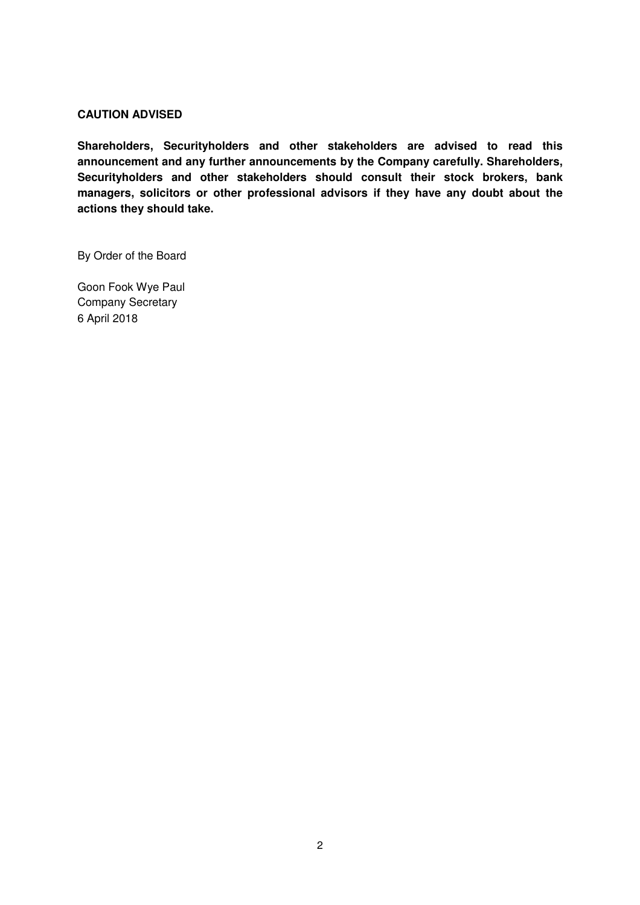**CAUTION ADVISED**

**Shareholders, Securityholders and other stakeholders are advised to read this announcement and any further announcements by the Company carefully. Shareholders, Securityholders and other stakeholders should consult their stock brokers, bank managers, solicitors or other professional advisors if they have any doubt about the actions they should take.**

By Order of the Board

Goon Fook Wye Paul
Company Secretary
6 April 2018